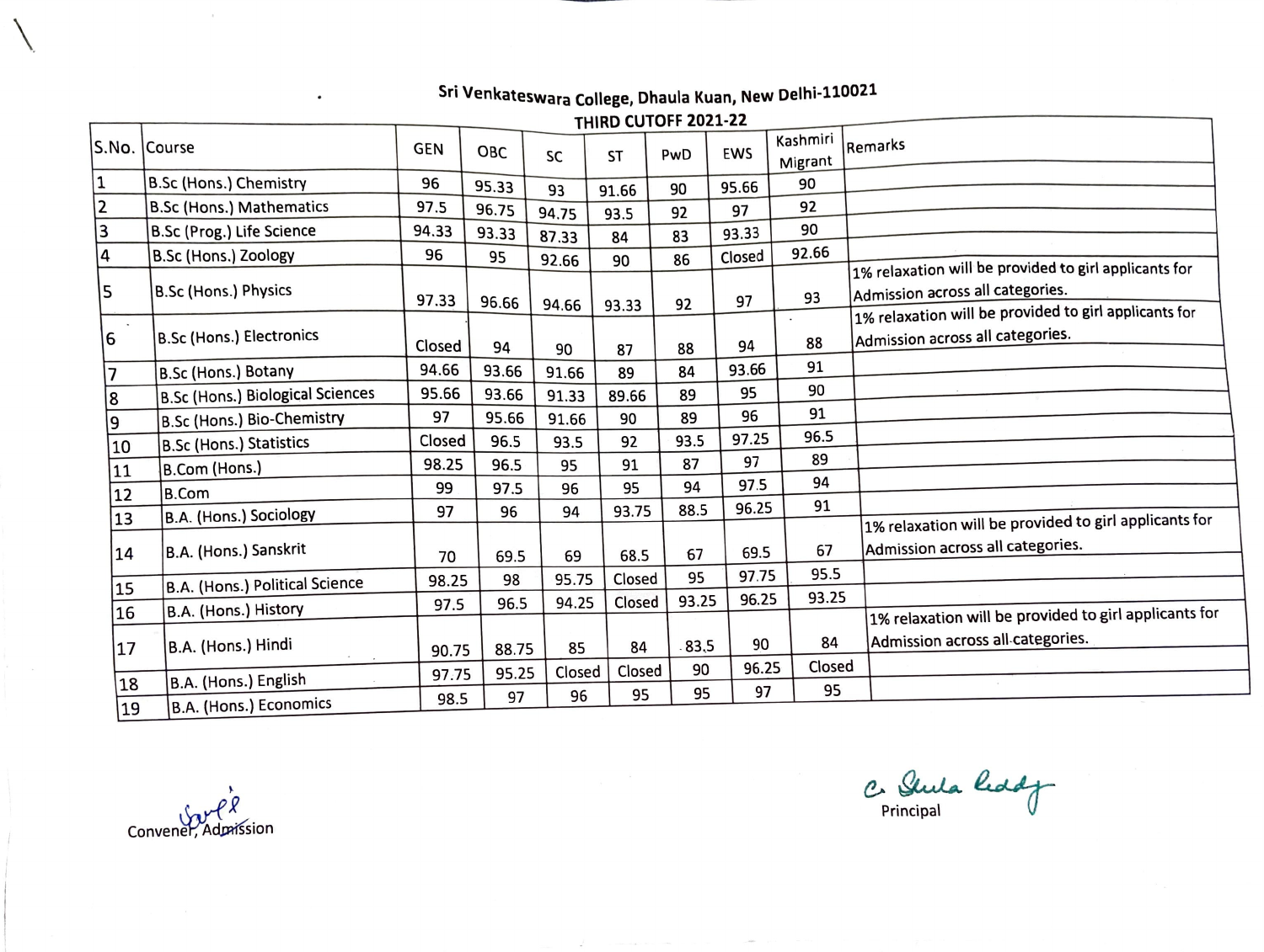# Sri Venkateswara College, Dhaula Kuan, New Delhi-110021

## THIRD CUTOFF 2021-22

| S.No. | Course | GEN | OBC | SC | ST | PwD | EWS | Kashmiri Migrant | Remarks |
|---|---|---|---|---|---|---|---|---|---|
| 1 | B.Sc (Hons.) Chemistry | 96 | 95.33 | 93 | 91.66 | 90 | 95.66 | 90 | |
| 2 | B.Sc (Hons.) Mathematics | 97.5 | 96.75 | 94.75 | 93.5 | 92 | 97 | 92 | |
| 3 | B.Sc (Prog.) Life Science | 94.33 | 93.33 | 87.33 | 84 | 83 | 93.33 | 90 | |
| 4 | B.Sc (Hons.) Zoology | 96 | 95 | 92.66 | 90 | 86 | Closed | 92.66 | |
| 5 | B.Sc (Hons.) Physics | 97.33 | 96.66 | 94.66 | 93.33 | 92 | 97 | 93 | 1% relaxation will be provided to girl applicants for Admission across all categories. |
| 6 | B.Sc (Hons.) Electronics | Closed | 94 | 90 | 87 | 88 | 94 | 88 | 1% relaxation will be provided to girl applicants for Admission across all categories. |
| 7 | B.Sc (Hons.) Botany | 94.66 | 93.66 | 91.66 | 89 | 84 | 93.66 | 91 | |
| 8 | B.Sc (Hons.) Biological Sciences | 95.66 | 93.66 | 91.33 | 89.66 | 89 | 95 | 90 | |
| 9 | B.Sc (Hons.) Bio-Chemistry | 97 | 95.66 | 91.66 | 90 | 89 | 96 | 91 | |
| 10 | B.Sc (Hons.) Statistics | Closed | 96.5 | 93.5 | 92 | 93.5 | 97.25 | 96.5 | |
| 11 | B.Com (Hons.) | 98.25 | 96.5 | 95 | 91 | 87 | 97 | 89 | |
| 12 | B.Com | 99 | 97.5 | 96 | 95 | 94 | 97.5 | 94 | |
| 13 | B.A. (Hons.) Sociology | 97 | 96 | 94 | 93.75 | 88.5 | 96.25 | 91 | |
| 14 | B.A. (Hons.) Sanskrit | 70 | 69.5 | 69 | 68.5 | 67 | 69.5 | 67 | 1% relaxation will be provided to girl applicants for Admission across all categories. |
| 15 | B.A. (Hons.) Political Science | 98.25 | 98 | 95.75 | Closed | 95 | 97.75 | 95.5 | |
| 16 | B.A. (Hons.) History | 97.5 | 96.5 | 94.25 | Closed | 93.25 | 96.25 | 93.25 | |
| 17 | B.A. (Hons.) Hindi | 90.75 | 88.75 | 85 | 84 | 83.5 | 90 | 84 | 1% relaxation will be provided to girl applicants for Admission across all categories. |
| 18 | B.A. (Hons.) English | 97.75 | 95.25 | Closed | Closed | 90 | 96.25 | Closed | |
| 19 | B.A. (Hons.) Economics | 98.5 | 97 | 96 | 95 | 95 | 97 | 95 | |

Convener, Admission

Principal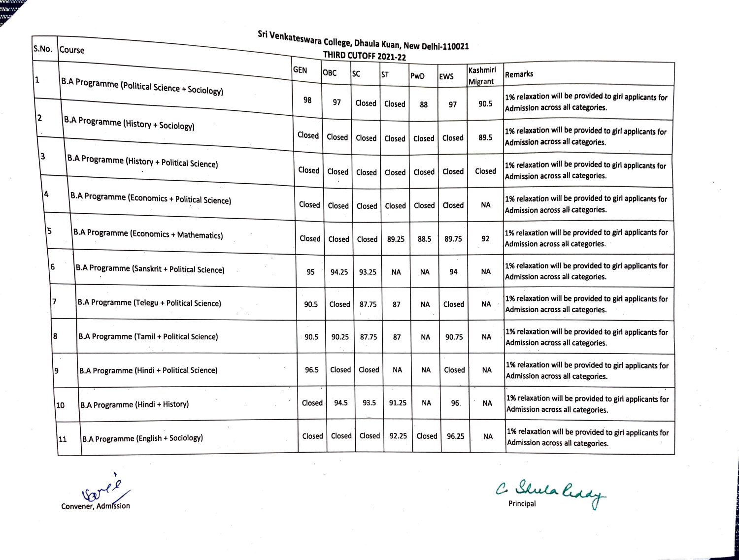# Sri Venkateswara College, Dhaula Kuan, New Delhi-110021

## THIRD CUTOFF 2021-22

| S.No. | Course | GEN | OBC | SC | ST | PwD | EWS | Kashmiri Migrant | Remarks |
|---|---|---|---|---|---|---|---|---|---|
| 1 | B.A Programme (Political Science + Sociology) | 98 | 97 | Closed | Closed | 88 | 97 | 90.5 | 1% relaxation will be provided to girl applicants for Admission across all categories. |
| 2 | B.A Programme (History + Sociology) | Closed | Closed | Closed | Closed | Closed | Closed | 89.5 | 1% relaxation will be provided to girl applicants for Admission across all categories. |
| 3 | B.A Programme (History + Political Science) | Closed | Closed | Closed | Closed | Closed | Closed | Closed | 1% relaxation will be provided to girl applicants for Admission across all categories. |
| 4 | B.A Programme (Economics + Political Science) | Closed | Closed | Closed | Closed | Closed | Closed | NA | 1% relaxation will be provided to girl applicants for Admission across all categories. |
| 5 | B.A Programme (Economics + Mathematics) | Closed | Closed | Closed | 89.25 | 88.5 | 89.75 | 92 | 1% relaxation will be provided to girl applicants for Admission across all categories. |
| 6 | B.A Programme (Sanskrit + Political Science) | 95 | 94.25 | 93.25 | NA | NA | 94 | NA | 1% relaxation will be provided to girl applicants for Admission across all categories. |
| 7 | B.A Programme (Telegu + Political Science) | 90.5 | Closed | 87.75 | 87 | NA | Closed | NA | 1% relaxation will be provided to girl applicants for Admission across all categories. |
| 8 | B.A Programme (Tamil + Political Science) | 90.5 | 90.25 | 87.75 | 87 | NA | 90.75 | NA | 1% relaxation will be provided to girl applicants for Admission across all categories. |
| 9 | B.A Programme (Hindi + Political Science) | 96.5 | Closed | Closed | NA | NA | Closed | NA | 1% relaxation will be provided to girl applicants for Admission across all categories. |
| 10 | B.A Programme (Hindi + History) | Closed | 94.5 | 93.5 | 91.25 | NA | 96 | NA | 1% relaxation will be provided to girl applicants for Admission across all categories. |
| 11 | B.A Programme (English + Sociology) | Closed | Closed | Closed | 92.25 | Closed | 96.25 | NA | 1% relaxation will be provided to girl applicants for Admission across all categories. |

Convener, Admission

Principal